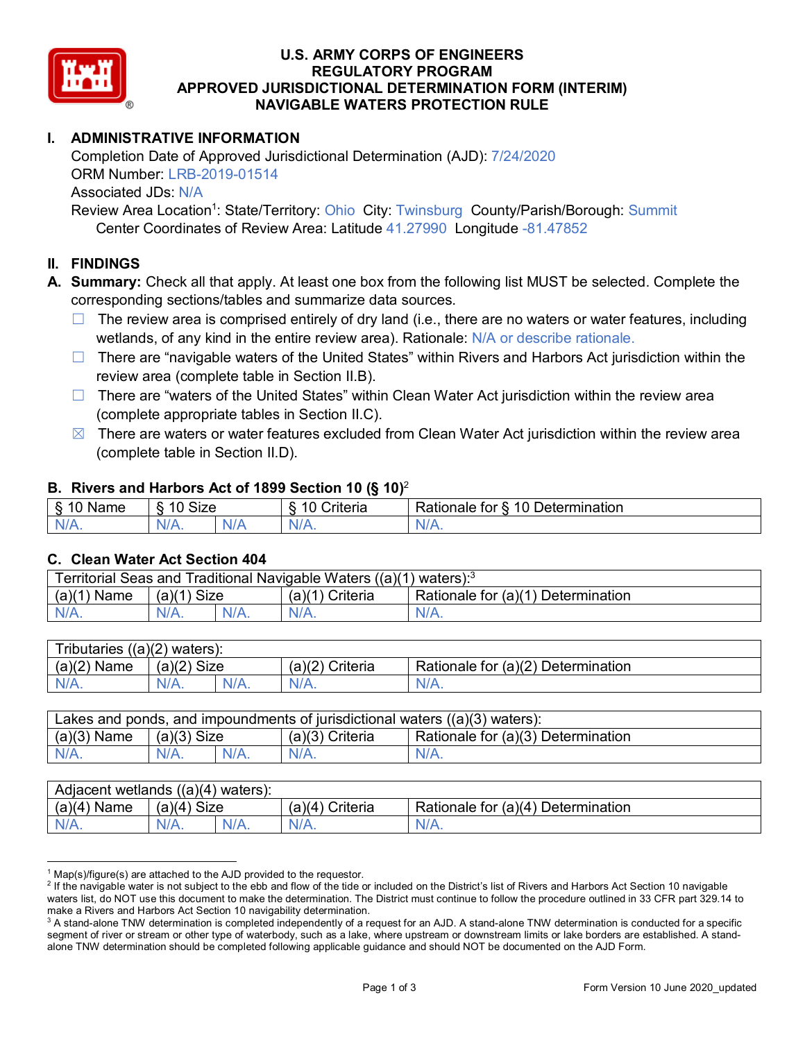# U.S. ARMY CORPS OF ENGINEERS
# REGULATORY PROGRAM
# APPROVED JURISDICTIONAL DETERMINATION FORM (INTERIM)
# NAVIGABLE WATERS PROTECTION RULE

## I. ADMINISTRATIVE INFORMATION

Completion Date of Approved Jurisdictional Determination (AJD): 7/24/2020
ORM Number: LRB-2019-01514
Associated JDs: N/A
Review Area Location[1]: State/Territory: Ohio City: Twinsburg County/Parish/Borough: Summit
Center Coordinates of Review Area: Latitude 41.27990 Longitude -81.47852

## II. FINDINGS

**A. Summary:** Check all that apply. At least one box from the following list MUST be selected. Complete the corresponding sections/tables and summarize data sources.

- ☐ The review area is comprised entirely of dry land (i.e., there are no waters or water features, including wetlands, of any kind in the entire review area). Rationale: N/A or describe rationale.
- ☐ There are "navigable waters of the United States" within Rivers and Harbors Act jurisdiction within the review area (complete table in Section II.B).
- ☐ There are "waters of the United States" within Clean Water Act jurisdiction within the review area (complete appropriate tables in Section II.C).
- ☒ There are waters or water features excluded from Clean Water Act jurisdiction within the review area (complete table in Section II.D).

### B. Rivers and Harbors Act of 1899 Section 10 (§ 10)[2]

| § 10 Name | § 10 Size | | § 10 Criteria | Rationale for § 10 Determination |
|---|---|---|---|---|
| N/A. | N/A. | N/A | N/A. | N/A. |

### C. Clean Water Act Section 404

| Territorial Seas and Traditional Navigable Waters ((a)(1) waters):[3] | | | | |
|---|---|---|---|---|
| (a)(1) Name | (a)(1) Size | | (a)(1) Criteria | Rationale for (a)(1) Determination |
| N/A. | N/A. | N/A. | N/A. | N/A. |

| Tributaries ((a)(2) waters): | | | | |
|---|---|---|---|---|
| (a)(2) Name | (a)(2) Size | | (a)(2) Criteria | Rationale for (a)(2) Determination |
| N/A. | N/A. | N/A. | N/A. | N/A. |

| Lakes and ponds, and impoundments of jurisdictional waters ((a)(3) waters): | | | | |
|---|---|---|---|---|
| (a)(3) Name | (a)(3) Size | | (a)(3) Criteria | Rationale for (a)(3) Determination |
| N/A. | N/A. | N/A. | N/A. | N/A. |

| Adjacent wetlands ((a)(4) waters): | | | | |
|---|---|---|---|---|
| (a)(4) Name | (a)(4) Size | | (a)(4) Criteria | Rationale for (a)(4) Determination |
| N/A. | N/A. | N/A. | N/A. | N/A. |

---

[1] Map(s)/figure(s) are attached to the AJD provided to the requestor.
[2] If the navigable water is not subject to the ebb and flow of the tide or included on the District's list of Rivers and Harbors Act Section 10 navigable waters list, do NOT use this document to make the determination. The District must continue to follow the procedure outlined in 33 CFR part 329.14 to make a Rivers and Harbors Act Section 10 navigability determination.
[3] A stand-alone TNW determination is completed independently of a request for an AJD. A stand-alone TNW determination is conducted for a specific segment of river or stream or other type of waterbody, such as a lake, where upstream or downstream limits or lake borders are established. A stand-alone TNW determination should be completed following applicable guidance and should NOT be documented on the AJD Form.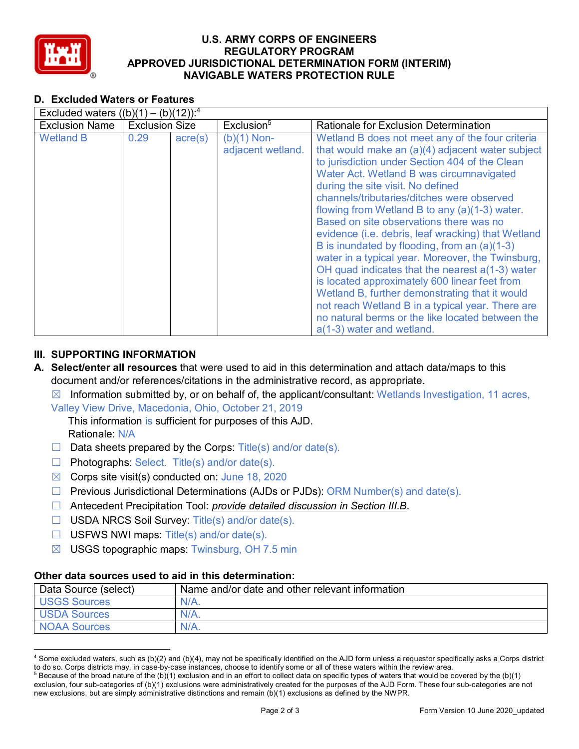**U.S. ARMY CORPS OF ENGINEERS**
**REGULATORY PROGRAM**
**APPROVED JURISDICTIONAL DETERMINATION FORM (INTERIM)**
**NAVIGABLE WATERS PROTECTION RULE**

### D. Excluded Waters or Features

| Excluded waters ((b)(1) – (b)(12)):[4] | | | | |
|---|---|---|---|---|
| Exclusion Name | Exclusion Size | | Exclusion[5] | Rationale for Exclusion Determination |
| Wetland B | 0.29 | acre(s) | (b)(1) Non-adjacent wetland. | Wetland B does not meet any of the four criteria that would make an (a)(4) adjacent water subject to jurisdiction under Section 404 of the Clean Water Act. Wetland B was circumnavigated during the site visit. No defined channels/tributaries/ditches were observed flowing from Wetland B to any (a)(1-3) water. Based on site observations there was no evidence (i.e. debris, leaf wracking) that Wetland B is inundated by flooding, from an (a)(1-3) water in a typical year. Moreover, the Twinsburg, OH quad indicates that the nearest a(1-3) water is located approximately 600 linear feet from Wetland B, further demonstrating that it would not reach Wetland B in a typical year. There are no natural berms or the like located between the a(1-3) water and wetland. |

## III. SUPPORTING INFORMATION

**A. Select/enter all resources** that were used to aid in this determination and attach data/maps to this document and/or references/citations in the administrative record, as appropriate.

☒ Information submitted by, or on behalf of, the applicant/consultant: Wetlands Investigation, 11 acres, Valley View Drive, Macedonia, Ohio, October 21, 2019
This information is sufficient for purposes of this AJD.
Rationale: N/A

☐ Data sheets prepared by the Corps: Title(s) and/or date(s).

☐ Photographs: Select. Title(s) and/or date(s).

☒ Corps site visit(s) conducted on: June 18, 2020

☐ Previous Jurisdictional Determinations (AJDs or PJDs): ORM Number(s) and date(s).

☐ Antecedent Precipitation Tool: *provide detailed discussion in Section III.B*.

☐ USDA NRCS Soil Survey: Title(s) and/or date(s).

☐ USFWS NWI maps: Title(s) and/or date(s).

☒ USGS topographic maps: Twinsburg, OH 7.5 min

### Other data sources used to aid in this determination:

| Data Source (select) | Name and/or date and other relevant information |
|---|---|
| USGS Sources | N/A. |
| USDA Sources | N/A. |
| NOAA Sources | N/A. |

[4] Some excluded waters, such as (b)(2) and (b)(4), may not be specifically identified on the AJD form unless a requestor specifically asks a Corps district to do so. Corps districts may, in case-by-case instances, choose to identify some or all of these waters within the review area.

[5] Because of the broad nature of the (b)(1) exclusion and in an effort to collect data on specific types of waters that would be covered by the (b)(1) exclusion, four sub-categories of (b)(1) exclusions were administratively created for the purposes of the AJD Form. These four sub-categories are not new exclusions, but are simply administrative distinctions and remain (b)(1) exclusions as defined by the NWPR.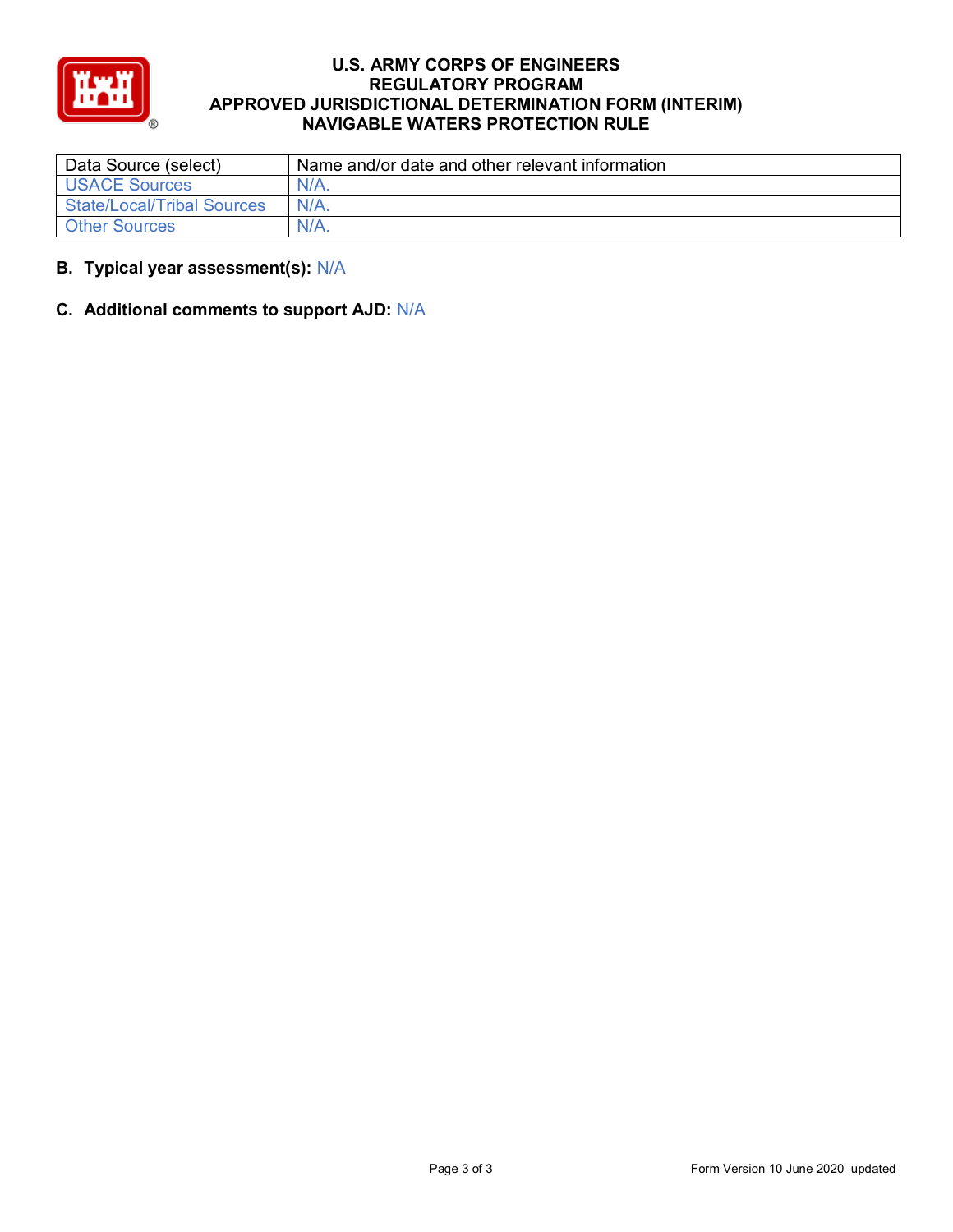# U.S. ARMY CORPS OF ENGINEERS
## REGULATORY PROGRAM
## APPROVED JURISDICTIONAL DETERMINATION FORM (INTERIM)
## NAVIGABLE WATERS PROTECTION RULE

| Data Source (select) | Name and/or date and other relevant information |
|---|---|
| USACE Sources | N/A. |
| State/Local/Tribal Sources | N/A. |
| Other Sources | N/A. |

**B. Typical year assessment(s):** N/A

**C. Additional comments to support AJD:** N/A